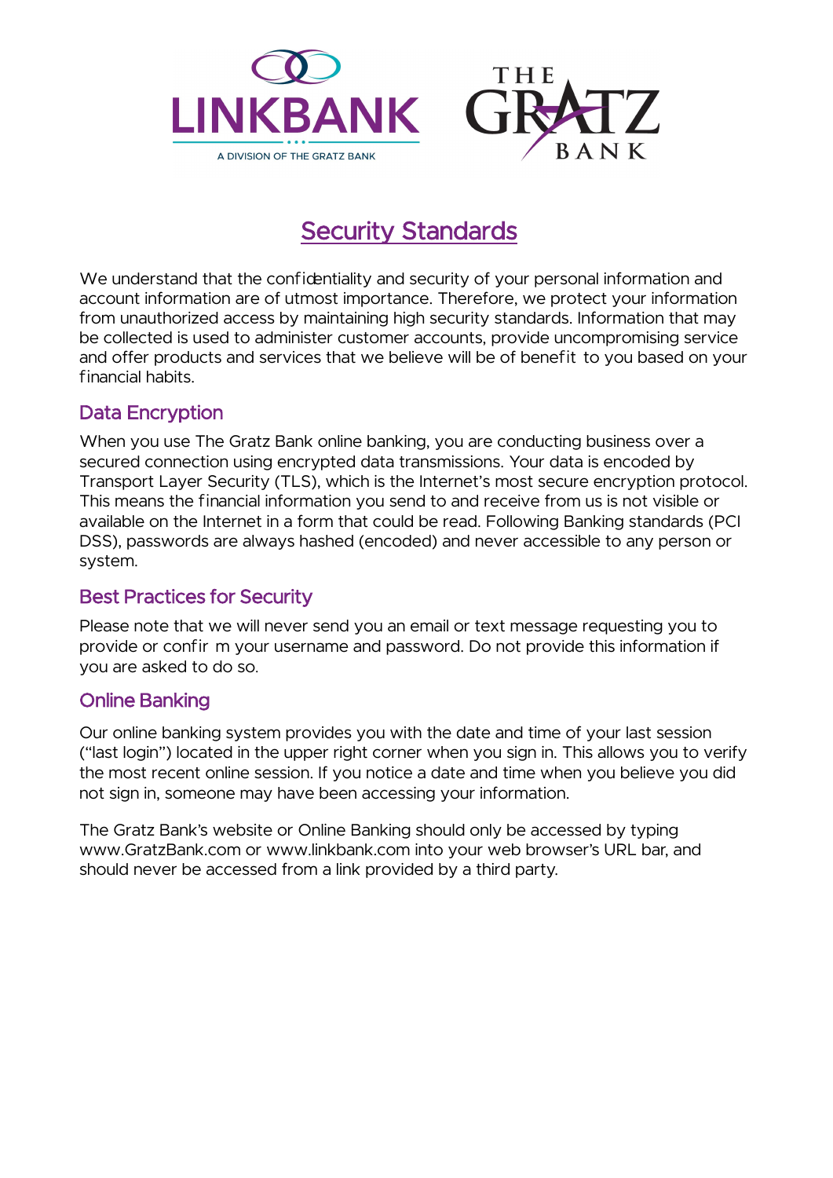LINKBANK
A DIVISION OF THE GRATZ BANK

THE GRATZ BANK

# Security Standards

We understand that the confidentiality and security of your personal information and account information are of utmost importance. Therefore, we protect your information from unauthorized access by maintaining high security standards. Information that may be collected is used to administer customer accounts, provide uncompromising service and offer products and services that we believe will be of benefit to you based on your financial habits.

## Data Encryption

When you use The Gratz Bank online banking, you are conducting business over a secured connection using encrypted data transmissions. Your data is encoded by Transport Layer Security (TLS), which is the Internet's most secure encryption protocol. This means the financial information you send to and receive from us is not visible or available on the Internet in a form that could be read. Following Banking standards (PCI DSS), passwords are always hashed (encoded) and never accessible to any person or system.

## Best Practices for Security

Please note that we will never send you an email or text message requesting you to provide or confirm your username and password. Do not provide this information if you are asked to do so.

## Online Banking

Our online banking system provides you with the date and time of your last session ("last login") located in the upper right corner when you sign in. This allows you to verify the most recent online session. If you notice a date and time when you believe you did not sign in, someone may have been accessing your information.

The Gratz Bank's website or Online Banking should only be accessed by typing www.GratzBank.com or www.linkbank.com into your web browser's URL bar, and should never be accessed from a link provided by a third party.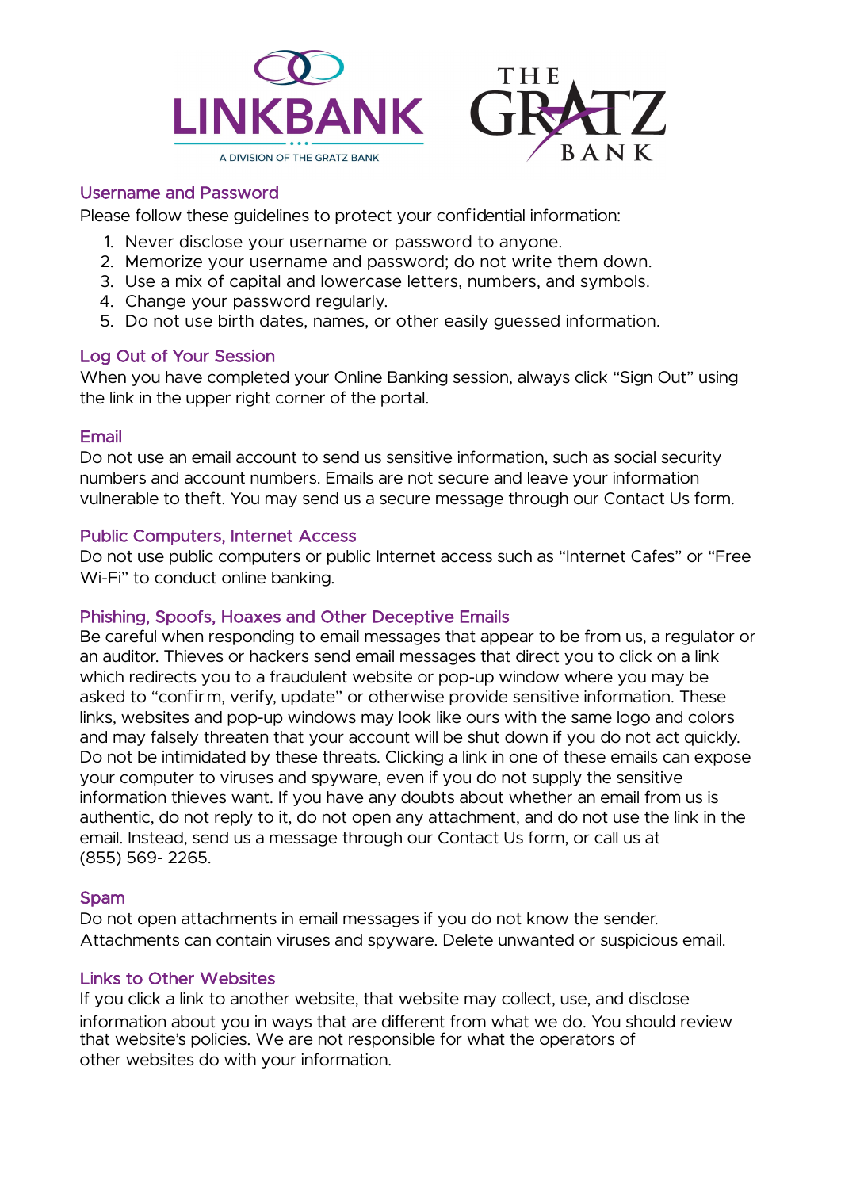## Username and Password

Please follow these guidelines to protect your confidential information:

1. Never disclose your username or password to anyone.
2. Memorize your username and password; do not write them down.
3. Use a mix of capital and lowercase letters, numbers, and symbols.
4. Change your password regularly.
5. Do not use birth dates, names, or other easily guessed information.

## Log Out of Your Session

When you have completed your Online Banking session, always click “Sign Out” using the link in the upper right corner of the portal.

## Email

Do not use an email account to send us sensitive information, such as social security numbers and account numbers. Emails are not secure and leave your information vulnerable to theft. You may send us a secure message through our Contact Us form.

## Public Computers, Internet Access

Do not use public computers or public Internet access such as “Internet Cafes” or “Free Wi-Fi” to conduct online banking.

## Phishing, Spoofs, Hoaxes and Other Deceptive Emails

Be careful when responding to email messages that appear to be from us, a regulator or an auditor. Thieves or hackers send email messages that direct you to click on a link which redirects you to a fraudulent website or pop-up window where you may be asked to “confirm, verify, update” or otherwise provide sensitive information. These links, websites and pop-up windows may look like ours with the same logo and colors and may falsely threaten that your account will be shut down if you do not act quickly. Do not be intimidated by these threats. Clicking a link in one of these emails can expose your computer to viruses and spyware, even if you do not supply the sensitive information thieves want. If you have any doubts about whether an email from us is authentic, do not reply to it, do not open any attachment, and do not use the link in the email. Instead, send us a message through our Contact Us form, or call us at (855) 569- 2265.

## Spam

Do not open attachments in email messages if you do not know the sender. Attachments can contain viruses and spyware. Delete unwanted or suspicious email.

## Links to Other Websites

If you click a link to another website, that website may collect, use, and disclose information about you in ways that are different from what we do. You should review that website’s policies. We are not responsible for what the operators of other websites do with your information.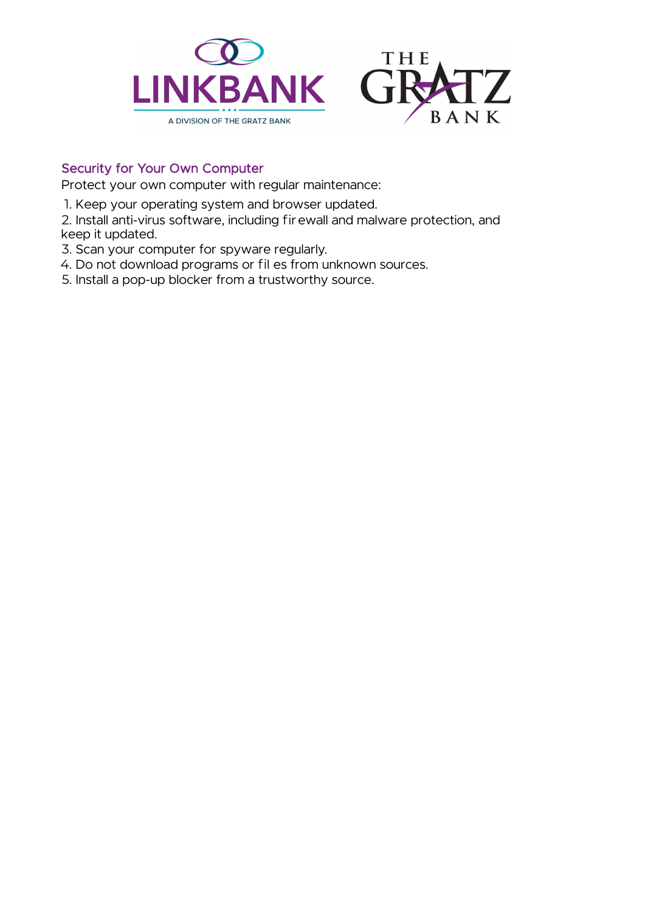## Security for Your Own Computer

Protect your own computer with regular maintenance:

1. Keep your operating system and browser updated.
2. Install anti-virus software, including firewall and malware protection, and keep it updated.
3. Scan your computer for spyware regularly.
4. Do not download programs or files from unknown sources.
5. Install a pop-up blocker from a trustworthy source.